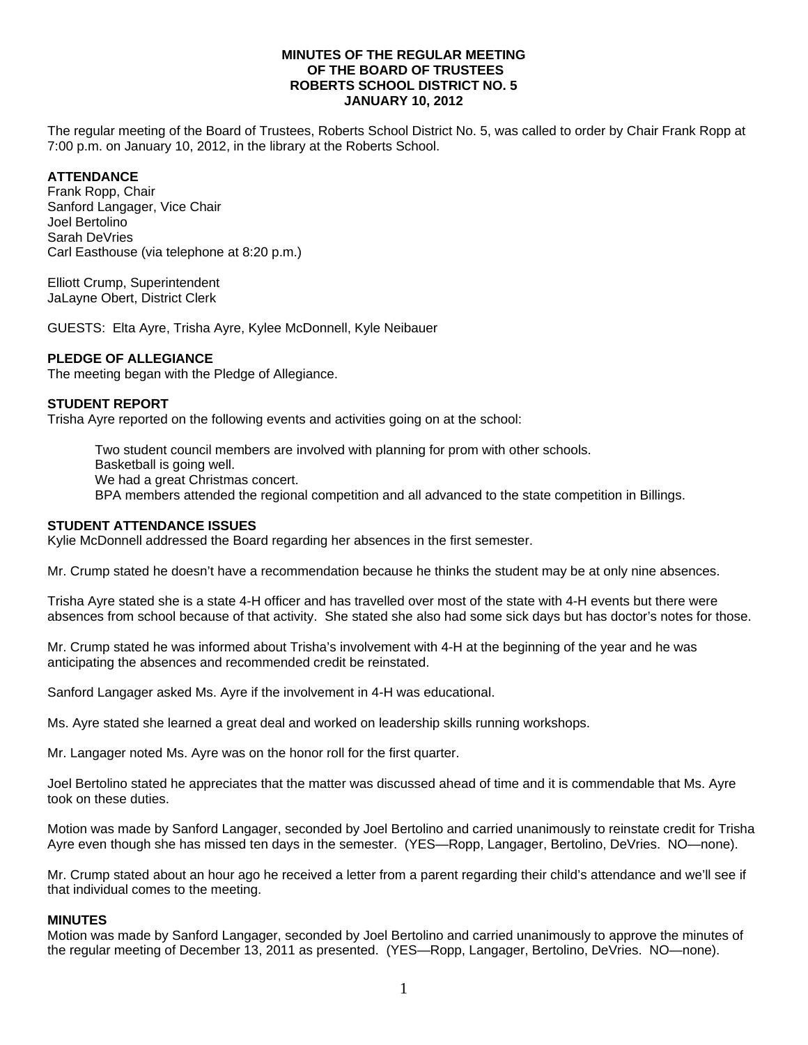# MINUTES OF THE REGULAR MEETING OF THE BOARD OF TRUSTEES ROBERTS SCHOOL DISTRICT NO. 5 JANUARY 10, 2012

The regular meeting of the Board of Trustees, Roberts School District No. 5, was called to order by Chair Frank Ropp at 7:00 p.m. on January 10, 2012, in the library at the Roberts School.

## ATTENDANCE

Frank Ropp, Chair
Sanford Langager, Vice Chair
Joel Bertolino
Sarah DeVries
Carl Easthouse (via telephone at 8:20 p.m.)

Elliott Crump, Superintendent
JaLayne Obert, District Clerk

GUESTS: Elta Ayre, Trisha Ayre, Kylee McDonnell, Kyle Neibauer

## PLEDGE OF ALLEGIANCE

The meeting began with the Pledge of Allegiance.

## STUDENT REPORT

Trisha Ayre reported on the following events and activities going on at the school:

> Two student council members are involved with planning for prom with other schools.
> Basketball is going well.
> We had a great Christmas concert.
> BPA members attended the regional competition and all advanced to the state competition in Billings.

## STUDENT ATTENDANCE ISSUES

Kylie McDonnell addressed the Board regarding her absences in the first semester.

Mr. Crump stated he doesn't have a recommendation because he thinks the student may be at only nine absences.

Trisha Ayre stated she is a state 4-H officer and has travelled over most of the state with 4-H events but there were absences from school because of that activity. She stated she also had some sick days but has doctor's notes for those.

Mr. Crump stated he was informed about Trisha's involvement with 4-H at the beginning of the year and he was anticipating the absences and recommended credit be reinstated.

Sanford Langager asked Ms. Ayre if the involvement in 4-H was educational.

Ms. Ayre stated she learned a great deal and worked on leadership skills running workshops.

Mr. Langager noted Ms. Ayre was on the honor roll for the first quarter.

Joel Bertolino stated he appreciates that the matter was discussed ahead of time and it is commendable that Ms. Ayre took on these duties.

Motion was made by Sanford Langager, seconded by Joel Bertolino and carried unanimously to reinstate credit for Trisha Ayre even though she has missed ten days in the semester. (YES—Ropp, Langager, Bertolino, DeVries. NO—none).

Mr. Crump stated about an hour ago he received a letter from a parent regarding their child's attendance and we'll see if that individual comes to the meeting.

## MINUTES

Motion was made by Sanford Langager, seconded by Joel Bertolino and carried unanimously to approve the minutes of the regular meeting of December 13, 2011 as presented. (YES—Ropp, Langager, Bertolino, DeVries. NO—none).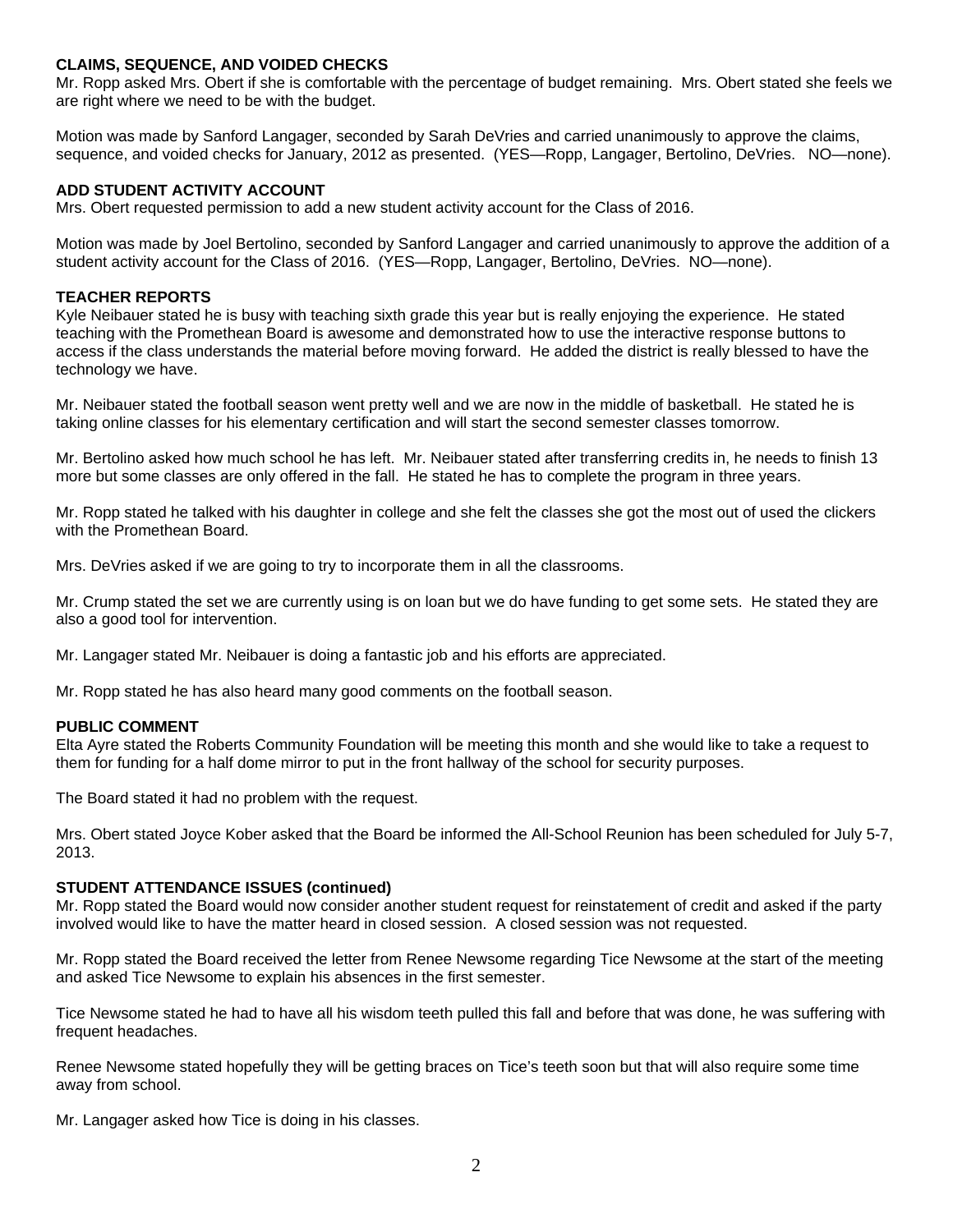**CLAIMS, SEQUENCE, AND VOIDED CHECKS**
Mr. Ropp asked Mrs. Obert if she is comfortable with the percentage of budget remaining. Mrs. Obert stated she feels we are right where we need to be with the budget.

Motion was made by Sanford Langager, seconded by Sarah DeVries and carried unanimously to approve the claims, sequence, and voided checks for January, 2012 as presented. (YES—Ropp, Langager, Bertolino, DeVries. NO—none).

**ADD STUDENT ACTIVITY ACCOUNT**
Mrs. Obert requested permission to add a new student activity account for the Class of 2016.

Motion was made by Joel Bertolino, seconded by Sanford Langager and carried unanimously to approve the addition of a student activity account for the Class of 2016. (YES—Ropp, Langager, Bertolino, DeVries. NO—none).

**TEACHER REPORTS**
Kyle Neibauer stated he is busy with teaching sixth grade this year but is really enjoying the experience. He stated teaching with the Promethean Board is awesome and demonstrated how to use the interactive response buttons to access if the class understands the material before moving forward. He added the district is really blessed to have the technology we have.

Mr. Neibauer stated the football season went pretty well and we are now in the middle of basketball. He stated he is taking online classes for his elementary certification and will start the second semester classes tomorrow.

Mr. Bertolino asked how much school he has left. Mr. Neibauer stated after transferring credits in, he needs to finish 13 more but some classes are only offered in the fall. He stated he has to complete the program in three years.

Mr. Ropp stated he talked with his daughter in college and she felt the classes she got the most out of used the clickers with the Promethean Board.

Mrs. DeVries asked if we are going to try to incorporate them in all the classrooms.

Mr. Crump stated the set we are currently using is on loan but we do have funding to get some sets. He stated they are also a good tool for intervention.

Mr. Langager stated Mr. Neibauer is doing a fantastic job and his efforts are appreciated.

Mr. Ropp stated he has also heard many good comments on the football season.

**PUBLIC COMMENT**
Elta Ayre stated the Roberts Community Foundation will be meeting this month and she would like to take a request to them for funding for a half dome mirror to put in the front hallway of the school for security purposes.

The Board stated it had no problem with the request.

Mrs. Obert stated Joyce Kober asked that the Board be informed the All-School Reunion has been scheduled for July 5-7, 2013.

**STUDENT ATTENDANCE ISSUES (continued)**
Mr. Ropp stated the Board would now consider another student request for reinstatement of credit and asked if the party involved would like to have the matter heard in closed session. A closed session was not requested.

Mr. Ropp stated the Board received the letter from Renee Newsome regarding Tice Newsome at the start of the meeting and asked Tice Newsome to explain his absences in the first semester.

Tice Newsome stated he had to have all his wisdom teeth pulled this fall and before that was done, he was suffering with frequent headaches.

Renee Newsome stated hopefully they will be getting braces on Tice's teeth soon but that will also require some time away from school.

Mr. Langager asked how Tice is doing in his classes.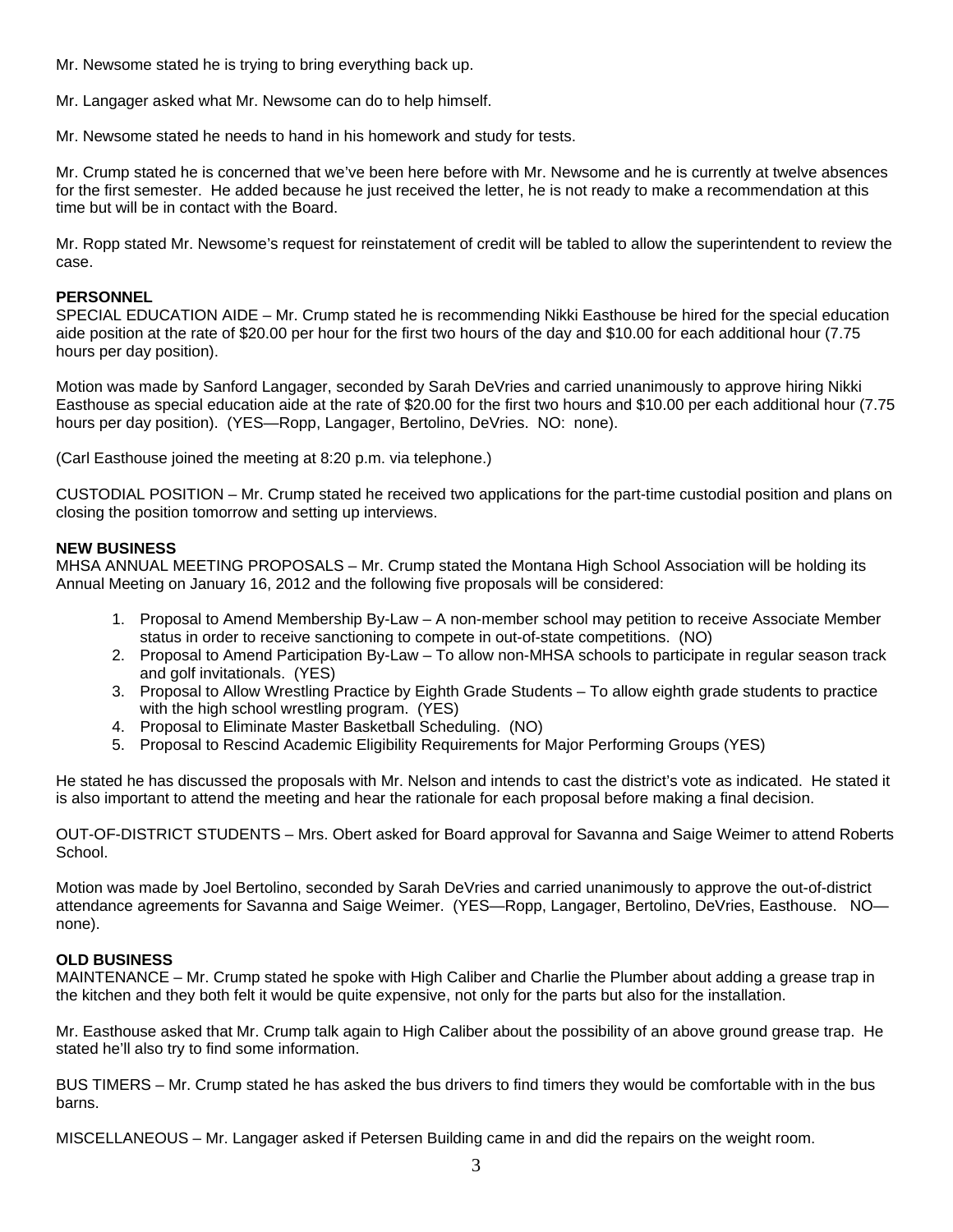Mr. Newsome stated he is trying to bring everything back up.

Mr. Langager asked what Mr. Newsome can do to help himself.

Mr. Newsome stated he needs to hand in his homework and study for tests.

Mr. Crump stated he is concerned that we've been here before with Mr. Newsome and he is currently at twelve absences for the first semester. He added because he just received the letter, he is not ready to make a recommendation at this time but will be in contact with the Board.

Mr. Ropp stated Mr. Newsome's request for reinstatement of credit will be tabled to allow the superintendent to review the case.

**PERSONNEL**
SPECIAL EDUCATION AIDE – Mr. Crump stated he is recommending Nikki Easthouse be hired for the special education aide position at the rate of $20.00 per hour for the first two hours of the day and $10.00 for each additional hour (7.75 hours per day position).

Motion was made by Sanford Langager, seconded by Sarah DeVries and carried unanimously to approve hiring Nikki Easthouse as special education aide at the rate of $20.00 for the first two hours and $10.00 per each additional hour (7.75 hours per day position). (YES—Ropp, Langager, Bertolino, DeVries. NO: none).

(Carl Easthouse joined the meeting at 8:20 p.m. via telephone.)

CUSTODIAL POSITION – Mr. Crump stated he received two applications for the part-time custodial position and plans on closing the position tomorrow and setting up interviews.

**NEW BUSINESS**
MHSA ANNUAL MEETING PROPOSALS – Mr. Crump stated the Montana High School Association will be holding its Annual Meeting on January 16, 2012 and the following five proposals will be considered:

1. Proposal to Amend Membership By-Law – A non-member school may petition to receive Associate Member status in order to receive sanctioning to compete in out-of-state competitions. (NO)
2. Proposal to Amend Participation By-Law – To allow non-MHSA schools to participate in regular season track and golf invitationals. (YES)
3. Proposal to Allow Wrestling Practice by Eighth Grade Students – To allow eighth grade students to practice with the high school wrestling program. (YES)
4. Proposal to Eliminate Master Basketball Scheduling. (NO)
5. Proposal to Rescind Academic Eligibility Requirements for Major Performing Groups (YES)

He stated he has discussed the proposals with Mr. Nelson and intends to cast the district's vote as indicated. He stated it is also important to attend the meeting and hear the rationale for each proposal before making a final decision.

OUT-OF-DISTRICT STUDENTS – Mrs. Obert asked for Board approval for Savanna and Saige Weimer to attend Roberts School.

Motion was made by Joel Bertolino, seconded by Sarah DeVries and carried unanimously to approve the out-of-district attendance agreements for Savanna and Saige Weimer. (YES—Ropp, Langager, Bertolino, DeVries, Easthouse. NO—none).

**OLD BUSINESS**
MAINTENANCE – Mr. Crump stated he spoke with High Caliber and Charlie the Plumber about adding a grease trap in the kitchen and they both felt it would be quite expensive, not only for the parts but also for the installation.

Mr. Easthouse asked that Mr. Crump talk again to High Caliber about the possibility of an above ground grease trap. He stated he'll also try to find some information.

BUS TIMERS – Mr. Crump stated he has asked the bus drivers to find timers they would be comfortable with in the bus barns.

MISCELLANEOUS – Mr. Langager asked if Petersen Building came in and did the repairs on the weight room.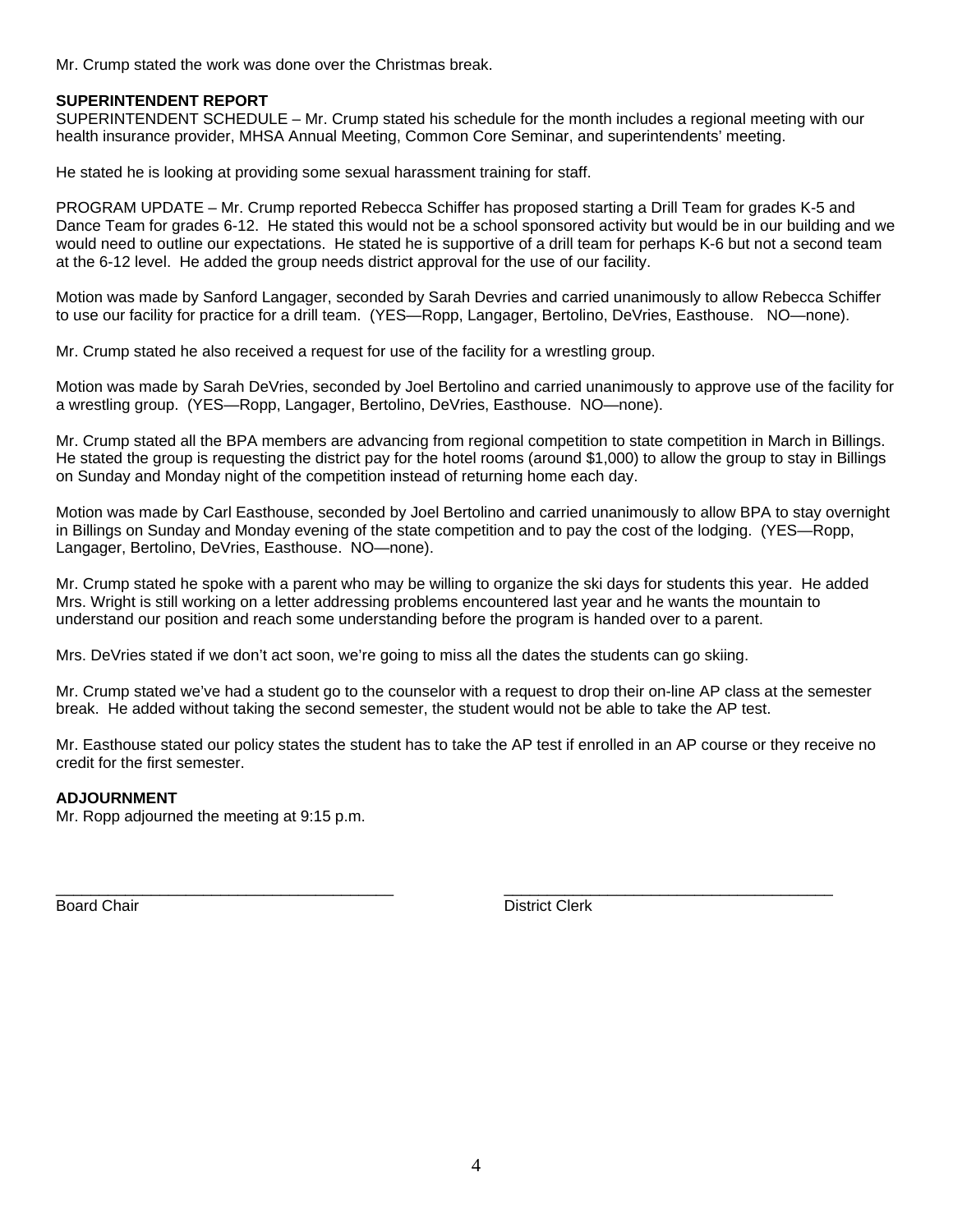Mr. Crump stated the work was done over the Christmas break.

**SUPERINTENDENT REPORT**

SUPERINTENDENT SCHEDULE – Mr. Crump stated his schedule for the month includes a regional meeting with our health insurance provider, MHSA Annual Meeting, Common Core Seminar, and superintendents' meeting.

He stated he is looking at providing some sexual harassment training for staff.

PROGRAM UPDATE – Mr. Crump reported Rebecca Schiffer has proposed starting a Drill Team for grades K-5 and Dance Team for grades 6-12. He stated this would not be a school sponsored activity but would be in our building and we would need to outline our expectations. He stated he is supportive of a drill team for perhaps K-6 but not a second team at the 6-12 level. He added the group needs district approval for the use of our facility.

Motion was made by Sanford Langager, seconded by Sarah Devries and carried unanimously to allow Rebecca Schiffer to use our facility for practice for a drill team. (YES—Ropp, Langager, Bertolino, DeVries, Easthouse. NO—none).

Mr. Crump stated he also received a request for use of the facility for a wrestling group.

Motion was made by Sarah DeVries, seconded by Joel Bertolino and carried unanimously to approve use of the facility for a wrestling group. (YES—Ropp, Langager, Bertolino, DeVries, Easthouse. NO—none).

Mr. Crump stated all the BPA members are advancing from regional competition to state competition in March in Billings. He stated the group is requesting the district pay for the hotel rooms (around $1,000) to allow the group to stay in Billings on Sunday and Monday night of the competition instead of returning home each day.

Motion was made by Carl Easthouse, seconded by Joel Bertolino and carried unanimously to allow BPA to stay overnight in Billings on Sunday and Monday evening of the state competition and to pay the cost of the lodging. (YES—Ropp, Langager, Bertolino, DeVries, Easthouse. NO—none).

Mr. Crump stated he spoke with a parent who may be willing to organize the ski days for students this year. He added Mrs. Wright is still working on a letter addressing problems encountered last year and he wants the mountain to understand our position and reach some understanding before the program is handed over to a parent.

Mrs. DeVries stated if we don't act soon, we're going to miss all the dates the students can go skiing.

Mr. Crump stated we've had a student go to the counselor with a request to drop their on-line AP class at the semester break. He added without taking the second semester, the student would not be able to take the AP test.

Mr. Easthouse stated our policy states the student has to take the AP test if enrolled in an AP course or they receive no credit for the first semester.

**ADJOURNMENT**

Mr. Ropp adjourned the meeting at 9:15 p.m.

\_\_\_\_\_\_\_\_\_\_\_\_\_\_\_\_\_\_\_\_\_\_\_\_\_\_\_\_\_\_\_\_\_\_\_\_\_\_\_\_ \_\_\_\_\_\_\_\_\_\_\_\_\_\_\_\_\_\_\_\_\_\_\_\_\_\_\_\_\_\_\_\_\_\_\_\_\_\_\_\_

Board Chair District Clerk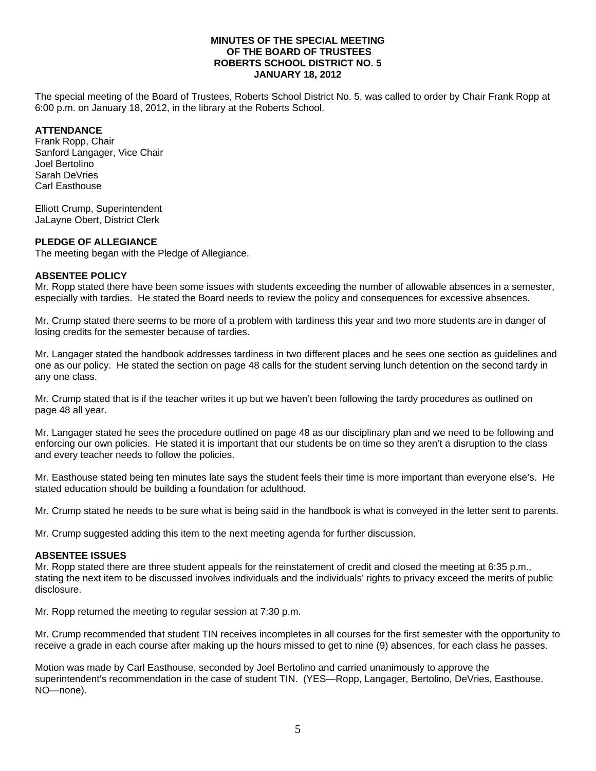**MINUTES OF THE SPECIAL MEETING**
**OF THE BOARD OF TRUSTEES**
**ROBERTS SCHOOL DISTRICT NO. 5**
**JANUARY 18, 2012**

The special meeting of the Board of Trustees, Roberts School District No. 5, was called to order by Chair Frank Ropp at 6:00 p.m. on January 18, 2012, in the library at the Roberts School.

**ATTENDANCE**

Frank Ropp, Chair
Sanford Langager, Vice Chair
Joel Bertolino
Sarah DeVries
Carl Easthouse

Elliott Crump, Superintendent
JaLayne Obert, District Clerk

**PLEDGE OF ALLEGIANCE**

The meeting began with the Pledge of Allegiance.

**ABSENTEE POLICY**

Mr. Ropp stated there have been some issues with students exceeding the number of allowable absences in a semester, especially with tardies. He stated the Board needs to review the policy and consequences for excessive absences.

Mr. Crump stated there seems to be more of a problem with tardiness this year and two more students are in danger of losing credits for the semester because of tardies.

Mr. Langager stated the handbook addresses tardiness in two different places and he sees one section as guidelines and one as our policy. He stated the section on page 48 calls for the student serving lunch detention on the second tardy in any one class.

Mr. Crump stated that is if the teacher writes it up but we haven't been following the tardy procedures as outlined on page 48 all year.

Mr. Langager stated he sees the procedure outlined on page 48 as our disciplinary plan and we need to be following and enforcing our own policies. He stated it is important that our students be on time so they aren't a disruption to the class and every teacher needs to follow the policies.

Mr. Easthouse stated being ten minutes late says the student feels their time is more important than everyone else's. He stated education should be building a foundation for adulthood.

Mr. Crump stated he needs to be sure what is being said in the handbook is what is conveyed in the letter sent to parents.

Mr. Crump suggested adding this item to the next meeting agenda for further discussion.

**ABSENTEE ISSUES**

Mr. Ropp stated there are three student appeals for the reinstatement of credit and closed the meeting at 6:35 p.m., stating the next item to be discussed involves individuals and the individuals' rights to privacy exceed the merits of public disclosure.

Mr. Ropp returned the meeting to regular session at 7:30 p.m.

Mr. Crump recommended that student TIN receives incompletes in all courses for the first semester with the opportunity to receive a grade in each course after making up the hours missed to get to nine (9) absences, for each class he passes.

Motion was made by Carl Easthouse, seconded by Joel Bertolino and carried unanimously to approve the superintendent's recommendation in the case of student TIN. (YES—Ropp, Langager, Bertolino, DeVries, Easthouse. NO—none).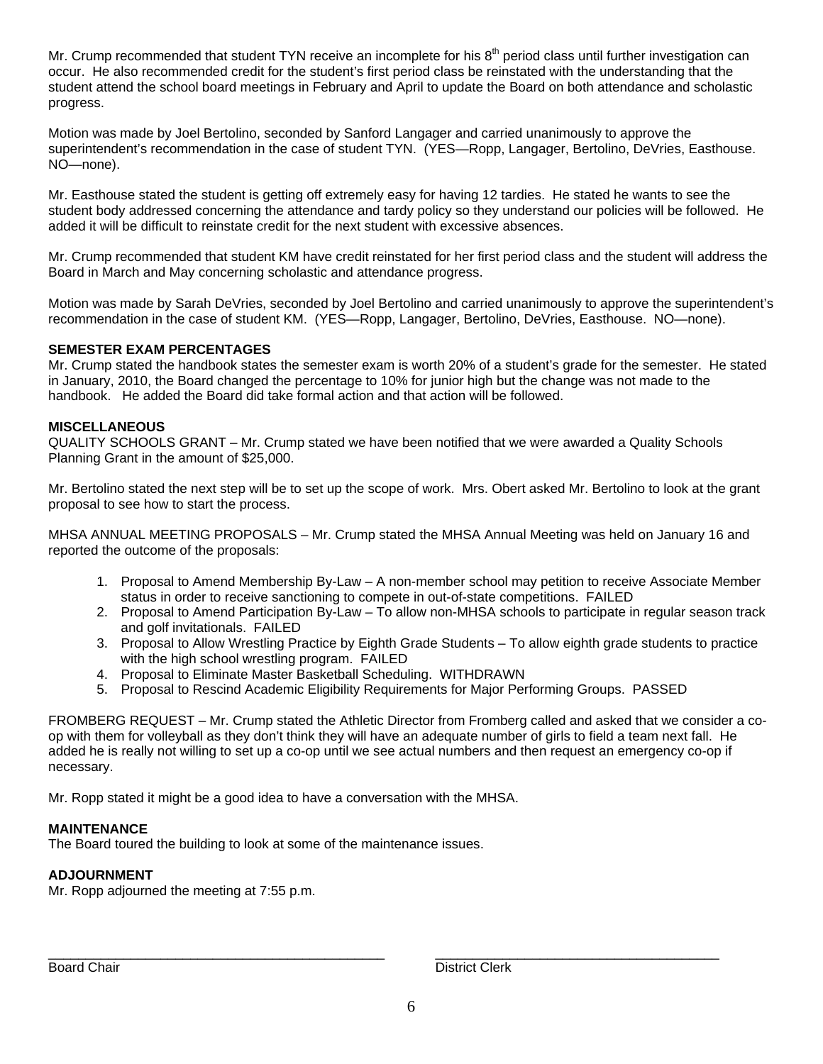Mr. Crump recommended that student TYN receive an incomplete for his 8th period class until further investigation can occur. He also recommended credit for the student's first period class be reinstated with the understanding that the student attend the school board meetings in February and April to update the Board on both attendance and scholastic progress.

Motion was made by Joel Bertolino, seconded by Sanford Langager and carried unanimously to approve the superintendent's recommendation in the case of student TYN. (YES—Ropp, Langager, Bertolino, DeVries, Easthouse. NO—none).

Mr. Easthouse stated the student is getting off extremely easy for having 12 tardies. He stated he wants to see the student body addressed concerning the attendance and tardy policy so they understand our policies will be followed. He added it will be difficult to reinstate credit for the next student with excessive absences.

Mr. Crump recommended that student KM have credit reinstated for her first period class and the student will address the Board in March and May concerning scholastic and attendance progress.

Motion was made by Sarah DeVries, seconded by Joel Bertolino and carried unanimously to approve the superintendent's recommendation in the case of student KM. (YES—Ropp, Langager, Bertolino, DeVries, Easthouse. NO—none).

**SEMESTER EXAM PERCENTAGES**

Mr. Crump stated the handbook states the semester exam is worth 20% of a student's grade for the semester. He stated in January, 2010, the Board changed the percentage to 10% for junior high but the change was not made to the handbook. He added the Board did take formal action and that action will be followed.

**MISCELLANEOUS**

QUALITY SCHOOLS GRANT – Mr. Crump stated we have been notified that we were awarded a Quality Schools Planning Grant in the amount of $25,000.

Mr. Bertolino stated the next step will be to set up the scope of work. Mrs. Obert asked Mr. Bertolino to look at the grant proposal to see how to start the process.

MHSA ANNUAL MEETING PROPOSALS – Mr. Crump stated the MHSA Annual Meeting was held on January 16 and reported the outcome of the proposals:

1. Proposal to Amend Membership By-Law – A non-member school may petition to receive Associate Member status in order to receive sanctioning to compete in out-of-state competitions. FAILED
2. Proposal to Amend Participation By-Law – To allow non-MHSA schools to participate in regular season track and golf invitationals. FAILED
3. Proposal to Allow Wrestling Practice by Eighth Grade Students – To allow eighth grade students to practice with the high school wrestling program. FAILED
4. Proposal to Eliminate Master Basketball Scheduling. WITHDRAWN
5. Proposal to Rescind Academic Eligibility Requirements for Major Performing Groups. PASSED

FROMBERG REQUEST – Mr. Crump stated the Athletic Director from Fromberg called and asked that we consider a co-op with them for volleyball as they don't think they will have an adequate number of girls to field a team next fall. He added he is really not willing to set up a co-op until we see actual numbers and then request an emergency co-op if necessary.

Mr. Ropp stated it might be a good idea to have a conversation with the MHSA.

**MAINTENANCE**

The Board toured the building to look at some of the maintenance issues.

**ADJOURNMENT**

Mr. Ropp adjourned the meeting at 7:55 p.m.

\_\_\_\_\_\_\_\_\_\_\_\_\_\_\_\_\_\_\_\_\_\_\_\_\_\_\_\_\_\_\_\_\_\_\_\_\_\_\_\_ \_\_\_\_\_\_\_\_\_\_\_\_\_\_\_\_\_\_\_\_\_\_\_\_\_\_\_\_\_\_\_\_\_\_\_\_\_\_\_\_

Board Chair District Clerk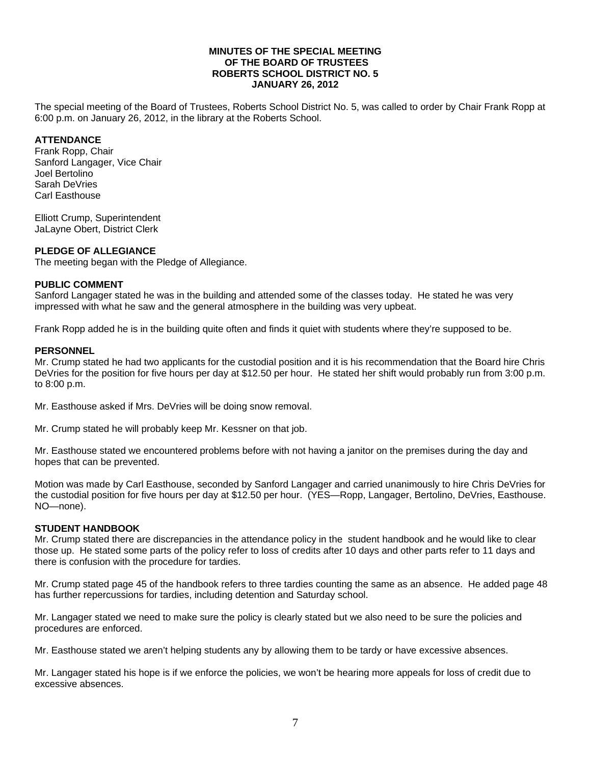**MINUTES OF THE SPECIAL MEETING OF THE BOARD OF TRUSTEES ROBERTS SCHOOL DISTRICT NO. 5 JANUARY 26, 2012**

The special meeting of the Board of Trustees, Roberts School District No. 5, was called to order by Chair Frank Ropp at 6:00 p.m. on January 26, 2012, in the library at the Roberts School.

**ATTENDANCE**

Frank Ropp, Chair
Sanford Langager, Vice Chair
Joel Bertolino
Sarah DeVries
Carl Easthouse

Elliott Crump, Superintendent
JaLayne Obert, District Clerk

**PLEDGE OF ALLEGIANCE**

The meeting began with the Pledge of Allegiance.

**PUBLIC COMMENT**

Sanford Langager stated he was in the building and attended some of the classes today. He stated he was very impressed with what he saw and the general atmosphere in the building was very upbeat.

Frank Ropp added he is in the building quite often and finds it quiet with students where they're supposed to be.

**PERSONNEL**

Mr. Crump stated he had two applicants for the custodial position and it is his recommendation that the Board hire Chris DeVries for the position for five hours per day at $12.50 per hour. He stated her shift would probably run from 3:00 p.m. to 8:00 p.m.

Mr. Easthouse asked if Mrs. DeVries will be doing snow removal.

Mr. Crump stated he will probably keep Mr. Kessner on that job.

Mr. Easthouse stated we encountered problems before with not having a janitor on the premises during the day and hopes that can be prevented.

Motion was made by Carl Easthouse, seconded by Sanford Langager and carried unanimously to hire Chris DeVries for the custodial position for five hours per day at $12.50 per hour. (YES—Ropp, Langager, Bertolino, DeVries, Easthouse. NO—none).

**STUDENT HANDBOOK**

Mr. Crump stated there are discrepancies in the attendance policy in the student handbook and he would like to clear those up. He stated some parts of the policy refer to loss of credits after 10 days and other parts refer to 11 days and there is confusion with the procedure for tardies.

Mr. Crump stated page 45 of the handbook refers to three tardies counting the same as an absence. He added page 48 has further repercussions for tardies, including detention and Saturday school.

Mr. Langager stated we need to make sure the policy is clearly stated but we also need to be sure the policies and procedures are enforced.

Mr. Easthouse stated we aren't helping students any by allowing them to be tardy or have excessive absences.

Mr. Langager stated his hope is if we enforce the policies, we won't be hearing more appeals for loss of credit due to excessive absences.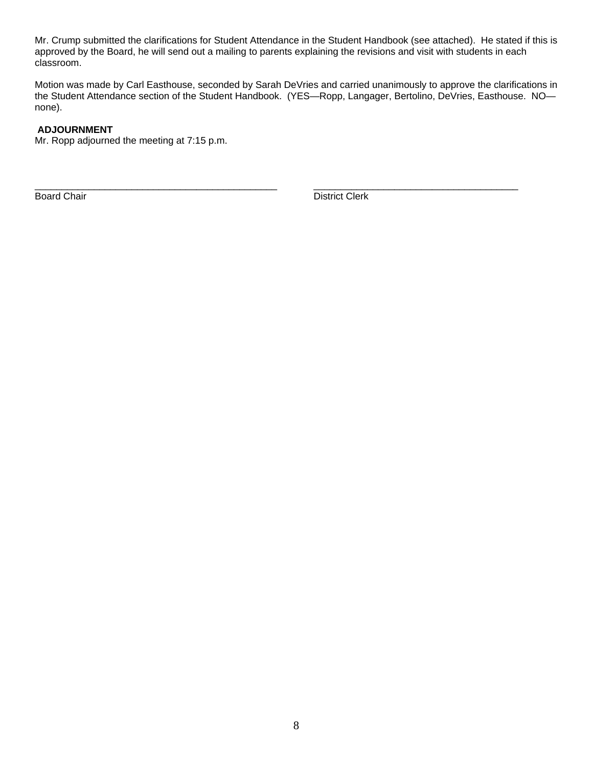Mr. Crump submitted the clarifications for Student Attendance in the Student Handbook (see attached). He stated if this is approved by the Board, he will send out a mailing to parents explaining the revisions and visit with students in each classroom.

Motion was made by Carl Easthouse, seconded by Sarah DeVries and carried unanimously to approve the clarifications in the Student Attendance section of the Student Handbook. (YES—Ropp, Langager, Bertolino, DeVries, Easthouse. NO—none).

**ADJOURNMENT**

Mr. Ropp adjourned the meeting at 7:15 p.m.

\_\_\_\_\_\_\_\_\_\_\_\_\_\_\_\_\_\_\_\_\_\_\_\_\_\_\_\_\_\_\_\_\_\_\_\_\_\_\_\_\_\_\_\_ \_\_\_\_\_\_\_\_\_\_\_\_\_\_\_\_\_\_\_\_\_\_\_\_\_\_\_\_\_\_\_\_\_\_\_\_\_\_\_

Board Chair District Clerk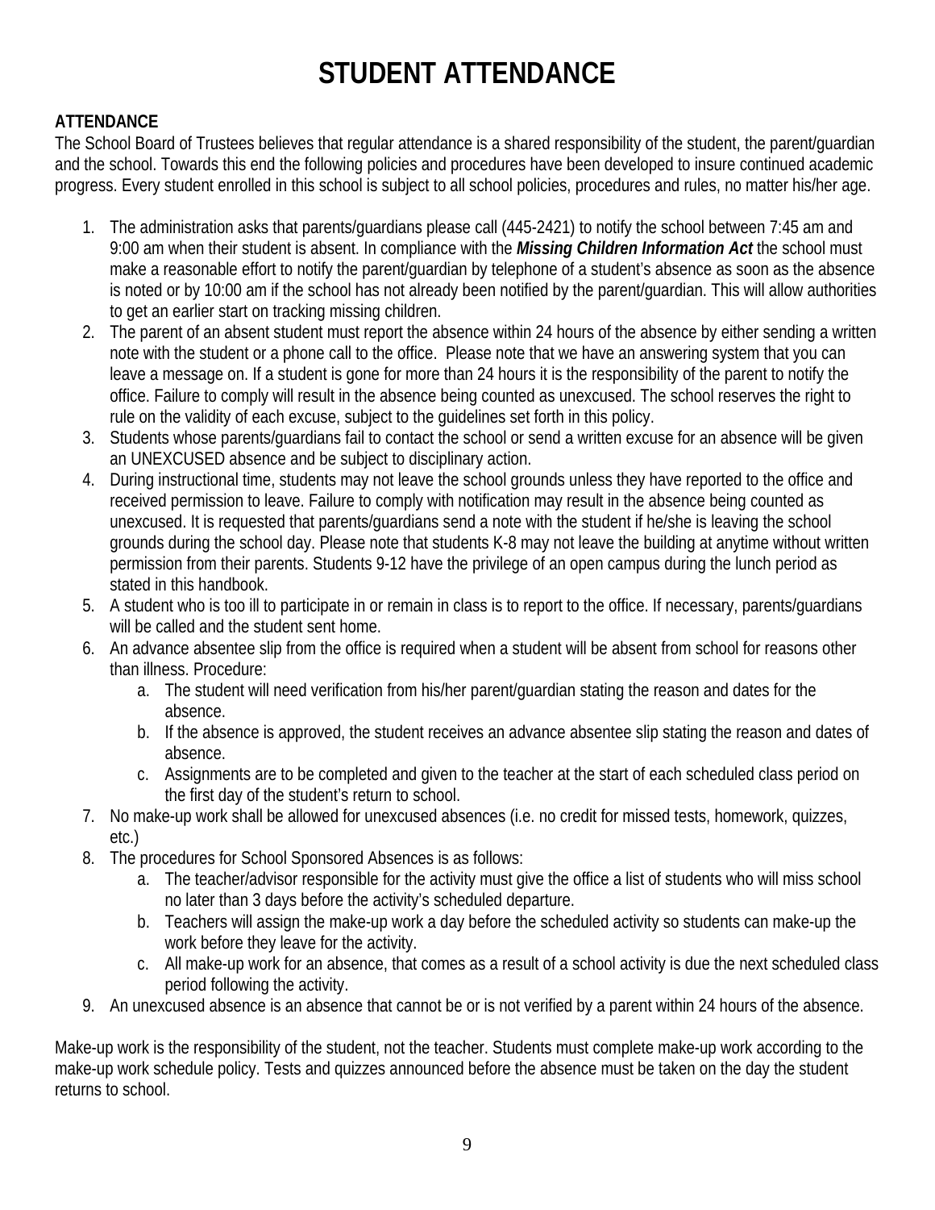# STUDENT ATTENDANCE

**ATTENDANCE**

The School Board of Trustees believes that regular attendance is a shared responsibility of the student, the parent/guardian and the school. Towards this end the following policies and procedures have been developed to insure continued academic progress. Every student enrolled in this school is subject to all school policies, procedures and rules, no matter his/her age.

1. The administration asks that parents/guardians please call (445-2421) to notify the school between 7:45 am and 9:00 am when their student is absent. In compliance with the ***Missing Children Information Act*** the school must make a reasonable effort to notify the parent/guardian by telephone of a student's absence as soon as the absence is noted or by 10:00 am if the school has not already been notified by the parent/guardian. This will allow authorities to get an earlier start on tracking missing children.
2. The parent of an absent student must report the absence within 24 hours of the absence by either sending a written note with the student or a phone call to the office. Please note that we have an answering system that you can leave a message on. If a student is gone for more than 24 hours it is the responsibility of the parent to notify the office. Failure to comply will result in the absence being counted as unexcused. The school reserves the right to rule on the validity of each excuse, subject to the guidelines set forth in this policy.
3. Students whose parents/guardians fail to contact the school or send a written excuse for an absence will be given an UNEXCUSED absence and be subject to disciplinary action.
4. During instructional time, students may not leave the school grounds unless they have reported to the office and received permission to leave. Failure to comply with notification may result in the absence being counted as unexcused. It is requested that parents/guardians send a note with the student if he/she is leaving the school grounds during the school day. Please note that students K-8 may not leave the building at anytime without written permission from their parents. Students 9-12 have the privilege of an open campus during the lunch period as stated in this handbook.
5. A student who is too ill to participate in or remain in class is to report to the office. If necessary, parents/guardians will be called and the student sent home.
6. An advance absentee slip from the office is required when a student will be absent from school for reasons other than illness. Procedure:
   a. The student will need verification from his/her parent/guardian stating the reason and dates for the absence.
   b. If the absence is approved, the student receives an advance absentee slip stating the reason and dates of absence.
   c. Assignments are to be completed and given to the teacher at the start of each scheduled class period on the first day of the student's return to school.
7. No make-up work shall be allowed for unexcused absences (i.e. no credit for missed tests, homework, quizzes, etc.)
8. The procedures for School Sponsored Absences is as follows:
   a. The teacher/advisor responsible for the activity must give the office a list of students who will miss school no later than 3 days before the activity's scheduled departure.
   b. Teachers will assign the make-up work a day before the scheduled activity so students can make-up the work before they leave for the activity.
   c. All make-up work for an absence, that comes as a result of a school activity is due the next scheduled class period following the activity.
9. An unexcused absence is an absence that cannot be or is not verified by a parent within 24 hours of the absence.

Make-up work is the responsibility of the student, not the teacher. Students must complete make-up work according to the make-up work schedule policy. Tests and quizzes announced before the absence must be taken on the day the student returns to school.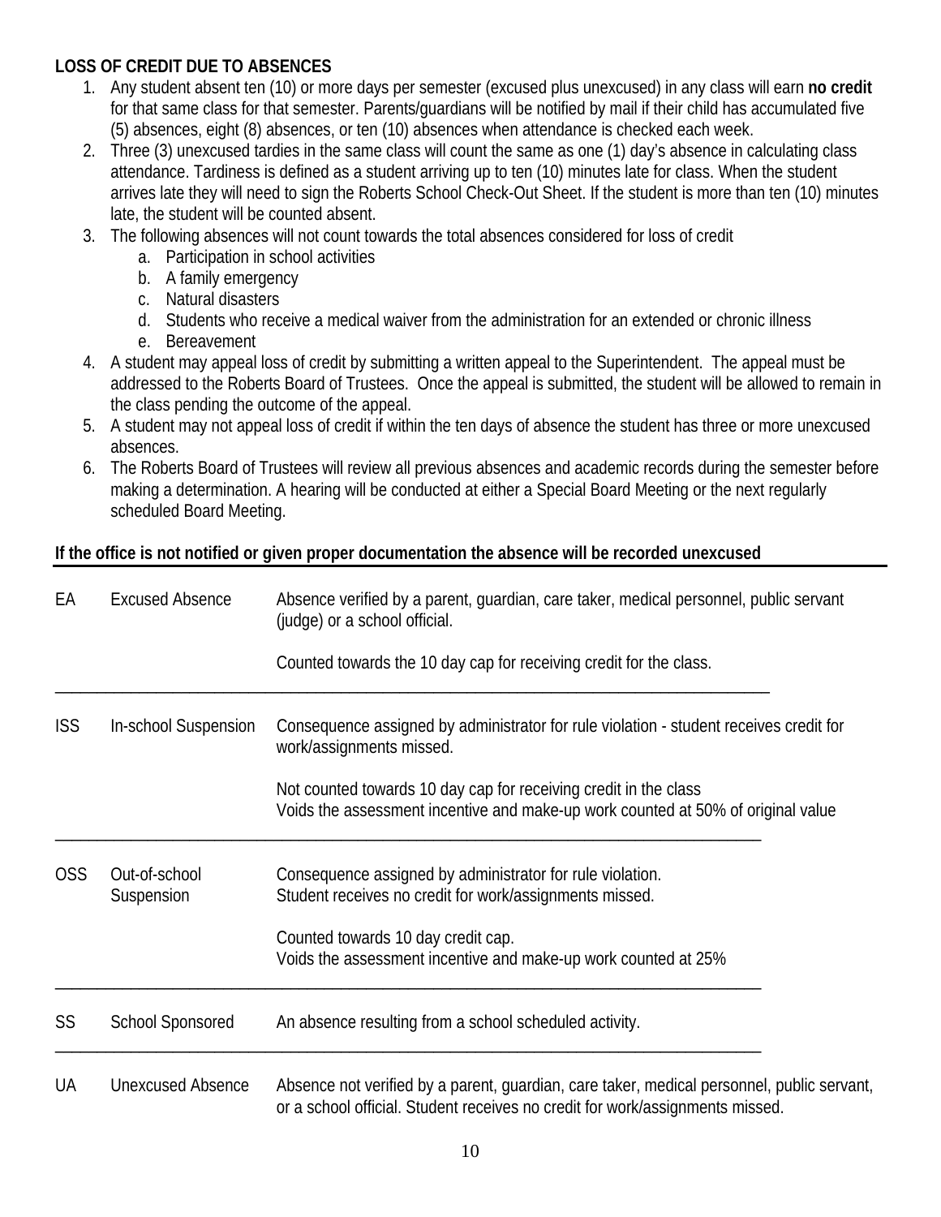**LOSS OF CREDIT DUE TO ABSENCES**

1. Any student absent ten (10) or more days per semester (excused plus unexcused) in any class will earn **no credit** for that same class for that semester. Parents/guardians will be notified by mail if their child has accumulated five (5) absences, eight (8) absences, or ten (10) absences when attendance is checked each week.
2. Three (3) unexcused tardies in the same class will count the same as one (1) day's absence in calculating class attendance. Tardiness is defined as a student arriving up to ten (10) minutes late for class. When the student arrives late they will need to sign the Roberts School Check-Out Sheet. If the student is more than ten (10) minutes late, the student will be counted absent.
3. The following absences will not count towards the total absences considered for loss of credit
   a. Participation in school activities
   b. A family emergency
   c. Natural disasters
   d. Students who receive a medical waiver from the administration for an extended or chronic illness
   e. Bereavement
4. A student may appeal loss of credit by submitting a written appeal to the Superintendent. The appeal must be addressed to the Roberts Board of Trustees. Once the appeal is submitted, the student will be allowed to remain in the class pending the outcome of the appeal.
5. A student may not appeal loss of credit if within the ten days of absence the student has three or more unexcused absences.
6. The Roberts Board of Trustees will review all previous absences and academic records during the semester before making a determination. A hearing will be conducted at either a Special Board Meeting or the next regularly scheduled Board Meeting.

**If the office is not notified or given proper documentation the absence will be recorded unexcused**

| | | |
|---|---|---|
| EA | Excused Absence | Absence verified by a parent, guardian, care taker, medical personnel, public servant (judge) or a school official.<br><br>Counted towards the 10 day cap for receiving credit for the class. |
| ISS | In-school Suspension | Consequence assigned by administrator for rule violation - student receives credit for work/assignments missed.<br><br>Not counted towards 10 day cap for receiving credit in the class<br>Voids the assessment incentive and make-up work counted at 50% of original value |
| OSS | Out-of-school Suspension | Consequence assigned by administrator for rule violation.<br>Student receives no credit for work/assignments missed.<br><br>Counted towards 10 day credit cap.<br>Voids the assessment incentive and make-up work counted at 25% |
| SS | School Sponsored | An absence resulting from a school scheduled activity. |
| UA | Unexcused Absence | Absence not verified by a parent, guardian, care taker, medical personnel, public servant, or a school official. Student receives no credit for work/assignments missed. |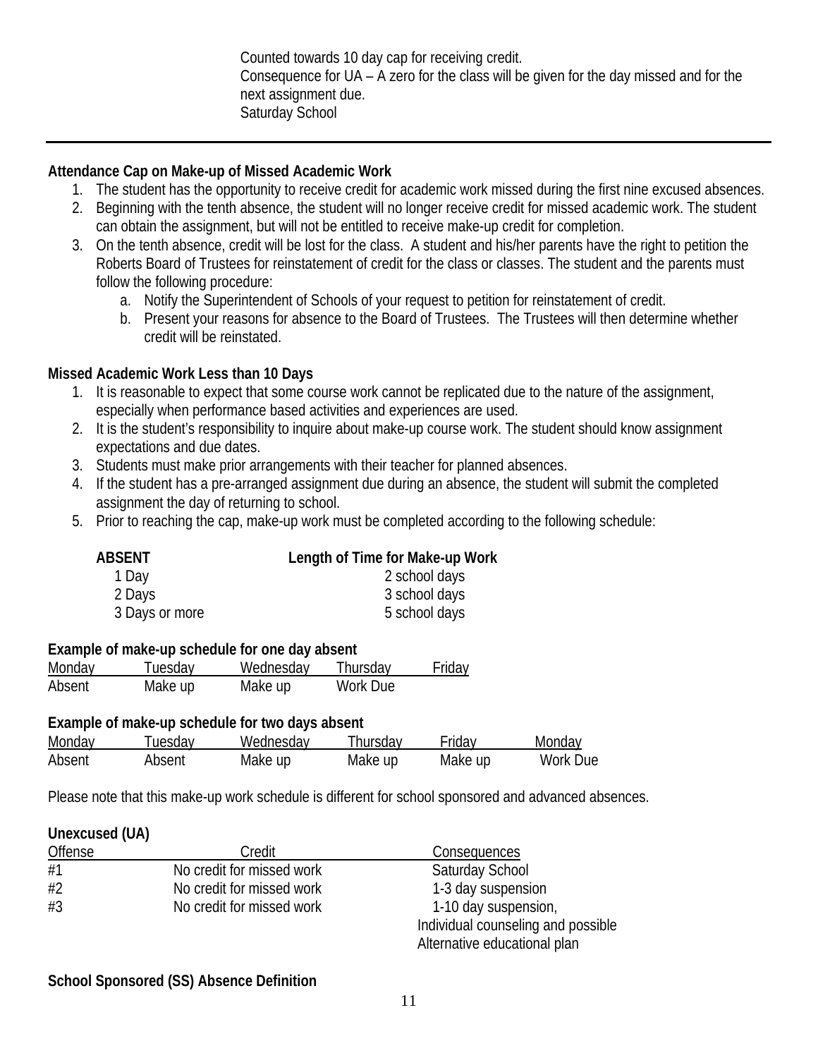Counted towards 10 day cap for receiving credit.
Consequence for UA – A zero for the class will be given for the day missed and for the next assignment due.
Saturday School

---

**Attendance Cap on Make-up of Missed Academic Work**

1. The student has the opportunity to receive credit for academic work missed during the first nine excused absences.
2. Beginning with the tenth absence, the student will no longer receive credit for missed academic work. The student can obtain the assignment, but will not be entitled to receive make-up credit for completion.
3. On the tenth absence, credit will be lost for the class. A student and his/her parents have the right to petition the Roberts Board of Trustees for reinstatement of credit for the class or classes. The student and the parents must follow the following procedure:
   a. Notify the Superintendent of Schools of your request to petition for reinstatement of credit.
   b. Present your reasons for absence to the Board of Trustees. The Trustees will then determine whether credit will be reinstated.

**Missed Academic Work Less than 10 Days**

1. It is reasonable to expect that some course work cannot be replicated due to the nature of the assignment, especially when performance based activities and experiences are used.
2. It is the student's responsibility to inquire about make-up course work. The student should know assignment expectations and due dates.
3. Students must make prior arrangements with their teacher for planned absences.
4. If the student has a pre-arranged assignment due during an absence, the student will submit the completed assignment the day of returning to school.
5. Prior to reaching the cap, make-up work must be completed according to the following schedule:

| ABSENT | Length of Time for Make-up Work |
|---|---|
| 1 Day | 2 school days |
| 2 Days | 3 school days |
| 3 Days or more | 5 school days |

**Example of make-up schedule for one day absent**

| Monday | Tuesday | Wednesday | Thursday | Friday |
|---|---|---|---|---|
| Absent | Make up | Make up | Work Due | |

**Example of make-up schedule for two days absent**

| Monday | Tuesday | Wednesday | Thursday | Friday | Monday |
|---|---|---|---|---|---|
| Absent | Absent | Make up | Make up | Make up | Work Due |

Please note that this make-up work schedule is different for school sponsored and advanced absences.

**Unexcused (UA)**

| Offense | Credit | Consequences |
|---|---|---|
| #1 | No credit for missed work | Saturday School |
| #2 | No credit for missed work | 1-3 day suspension |
| #3 | No credit for missed work | 1-10 day suspension, Individual counseling and possible Alternative educational plan |

**School Sponsored (SS) Absence Definition**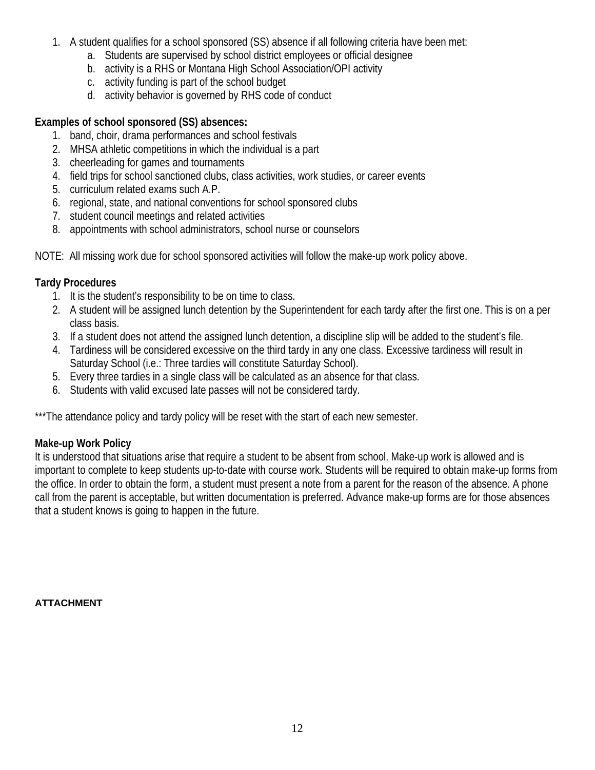1. A student qualifies for a school sponsored (SS) absence if all following criteria have been met:
    a. Students are supervised by school district employees or official designee
    b. activity is a RHS or Montana High School Association/OPI activity
    c. activity funding is part of the school budget
    d. activity behavior is governed by RHS code of conduct

**Examples of school sponsored (SS) absences:**

1. band, choir, drama performances and school festivals
2. MHSA athletic competitions in which the individual is a part
3. cheerleading for games and tournaments
4. field trips for school sanctioned clubs, class activities, work studies, or career events
5. curriculum related exams such A.P.
6. regional, state, and national conventions for school sponsored clubs
7. student council meetings and related activities
8. appointments with school administrators, school nurse or counselors

NOTE: All missing work due for school sponsored activities will follow the make-up work policy above.

**Tardy Procedures**

1. It is the student's responsibility to be on time to class.
2. A student will be assigned lunch detention by the Superintendent for each tardy after the first one. This is on a per class basis.
3. If a student does not attend the assigned lunch detention, a discipline slip will be added to the student's file.
4. Tardiness will be considered excessive on the third tardy in any one class. Excessive tardiness will result in Saturday School (i.e.: Three tardies will constitute Saturday School).
5. Every three tardies in a single class will be calculated as an absence for that class.
6. Students with valid excused late passes will not be considered tardy.

***The attendance policy and tardy policy will be reset with the start of each new semester.

**Make-up Work Policy**

It is understood that situations arise that require a student to be absent from school. Make-up work is allowed and is important to complete to keep students up-to-date with course work. Students will be required to obtain make-up forms from the office. In order to obtain the form, a student must present a note from a parent for the reason of the absence. A phone call from the parent is acceptable, but written documentation is preferred. Advance make-up forms are for those absences that a student knows is going to happen in the future.

**ATTACHMENT**